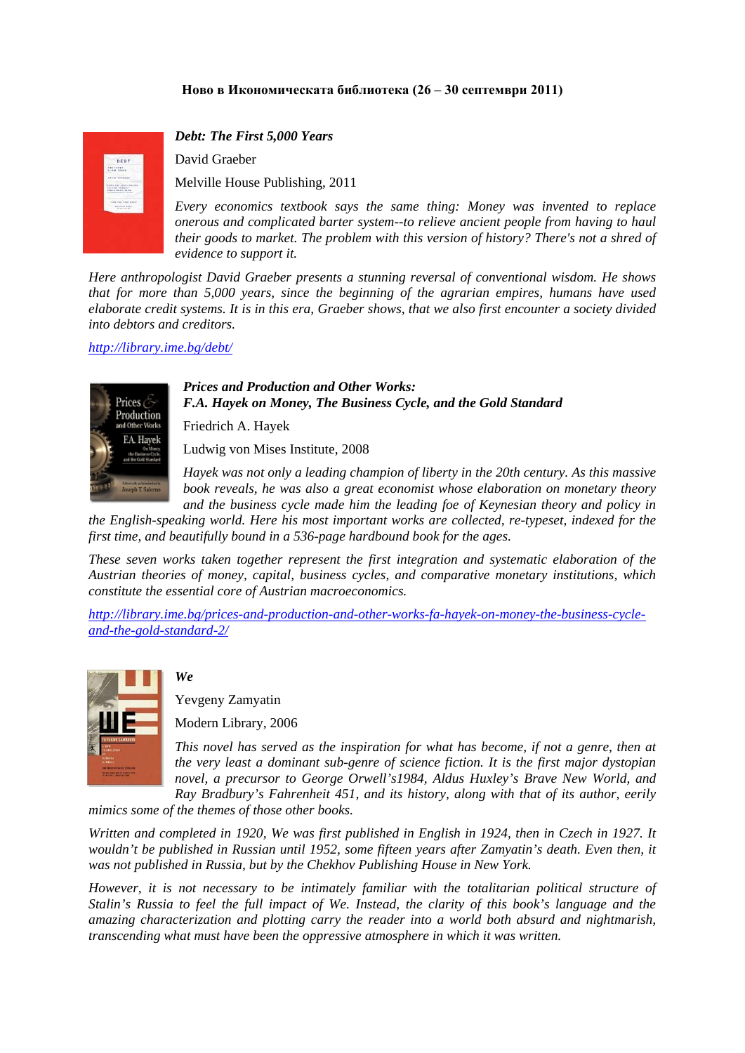**Ново в Икономическата библиотека (26 – 30 септември 2011)**

***Debt: The First 5,000 Years***

David Graeber

Melville House Publishing, 2011

*Every economics textbook says the same thing: Money was invented to replace onerous and complicated barter system--to relieve ancient people from having to haul their goods to market. The problem with this version of history? There's not a shred of evidence to support it.*

*Here anthropologist David Graeber presents a stunning reversal of conventional wisdom. He shows that for more than 5,000 years, since the beginning of the agrarian empires, humans have used elaborate credit systems. It is in this era, Graeber shows, that we also first encounter a society divided into debtors and creditors.*

*http://library.ime.bg/debt/*

***Prices and Production and Other Works:***
***F.A. Hayek on Money, The Business Cycle, and the Gold Standard***

Friedrich A. Hayek

Ludwig von Mises Institute, 2008

*Hayek was not only a leading champion of liberty in the 20th century. As this massive book reveals, he was also a great economist whose elaboration on monetary theory and the business cycle made him the leading foe of Keynesian theory and policy in the English-speaking world. Here his most important works are collected, re-typeset, indexed for the first time, and beautifully bound in a 536-page hardbound book for the ages.*

*These seven works taken together represent the first integration and systematic elaboration of the Austrian theories of money, capital, business cycles, and comparative monetary institutions, which constitute the essential core of Austrian macroeconomics.*

*http://library.ime.bg/prices-and-production-and-other-works-fa-hayek-on-money-the-business-cycle-and-the-gold-standard-2/*

***We***

Yevgeny Zamyatin

Modern Library, 2006

*This novel has served as the inspiration for what has become, if not a genre, then at the very least a dominant sub-genre of science fiction. It is the first major dystopian novel, a precursor to George Orwell's1984, Aldus Huxley's Brave New World, and Ray Bradbury's Fahrenheit 451, and its history, along with that of its author, eerily mimics some of the themes of those other books.*

*Written and completed in 1920, We was first published in English in 1924, then in Czech in 1927. It wouldn't be published in Russian until 1952, some fifteen years after Zamyatin's death. Even then, it was not published in Russia, but by the Chekhov Publishing House in New York.*

*However, it is not necessary to be intimately familiar with the totalitarian political structure of Stalin's Russia to feel the full impact of We. Instead, the clarity of this book's language and the amazing characterization and plotting carry the reader into a world both absurd and nightmarish, transcending what must have been the oppressive atmosphere in which it was written.*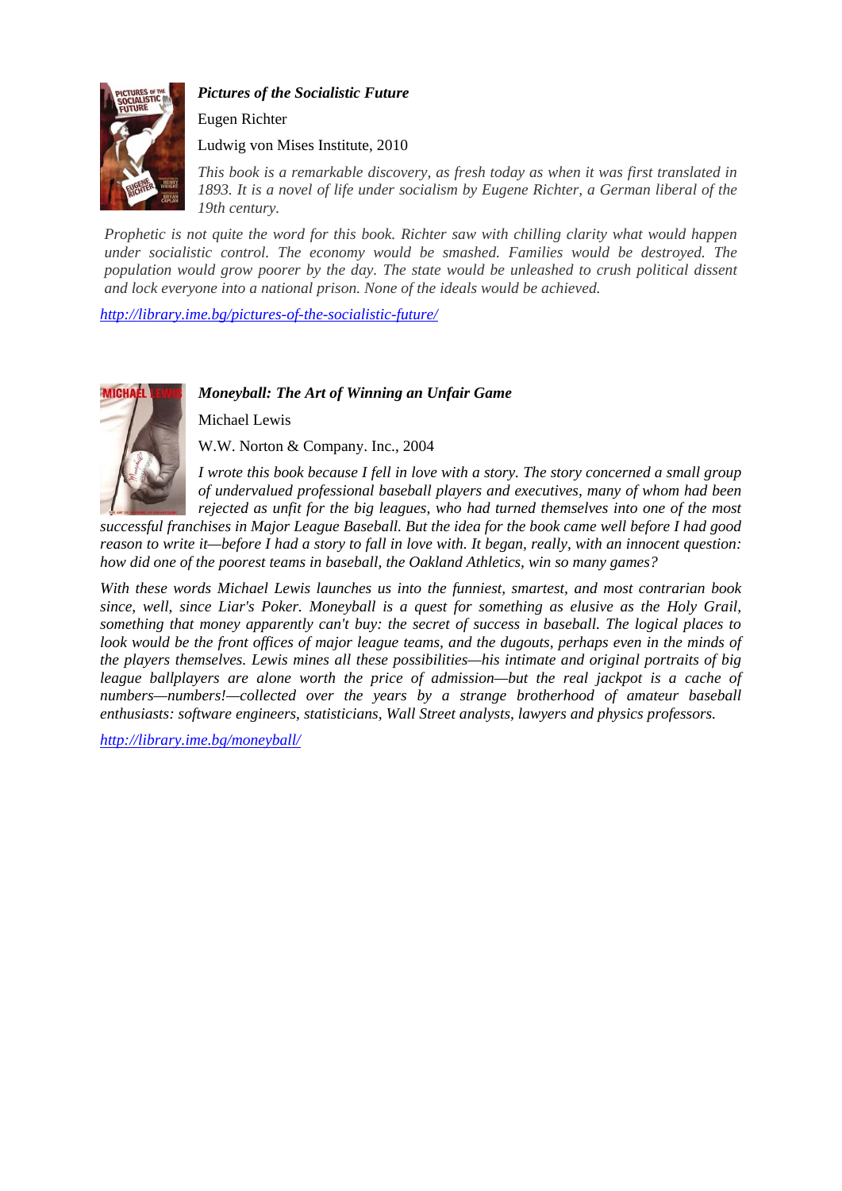***Pictures of the Socialistic Future***

Eugen Richter

Ludwig von Mises Institute, 2010

*This book is a remarkable discovery, as fresh today as when it was first translated in 1893. It is a novel of life under socialism by Eugene Richter, a German liberal of the 19th century.*

*Prophetic is not quite the word for this book. Richter saw with chilling clarity what would happen under socialistic control. The economy would be smashed. Families would be destroyed. The population would grow poorer by the day. The state would be unleashed to crush political dissent and lock everyone into a national prison. None of the ideals would be achieved.*

http://library.ime.bg/pictures-of-the-socialistic-future/

***Moneyball: The Art of Winning an Unfair Game***

Michael Lewis

W.W. Norton & Company. Inc., 2004

*I wrote this book because I fell in love with a story. The story concerned a small group of undervalued professional baseball players and executives, many of whom had been rejected as unfit for the big leagues, who had turned themselves into one of the most successful franchises in Major League Baseball. But the idea for the book came well before I had good reason to write it—before I had a story to fall in love with. It began, really, with an innocent question: how did one of the poorest teams in baseball, the Oakland Athletics, win so many games?*

*With these words Michael Lewis launches us into the funniest, smartest, and most contrarian book since, well, since Liar's Poker. Moneyball is a quest for something as elusive as the Holy Grail, something that money apparently can't buy: the secret of success in baseball. The logical places to look would be the front offices of major league teams, and the dugouts, perhaps even in the minds of the players themselves. Lewis mines all these possibilities—his intimate and original portraits of big league ballplayers are alone worth the price of admission—but the real jackpot is a cache of numbers—numbers!—collected over the years by a strange brotherhood of amateur baseball enthusiasts: software engineers, statisticians, Wall Street analysts, lawyers and physics professors.*

http://library.ime.bg/moneyball/